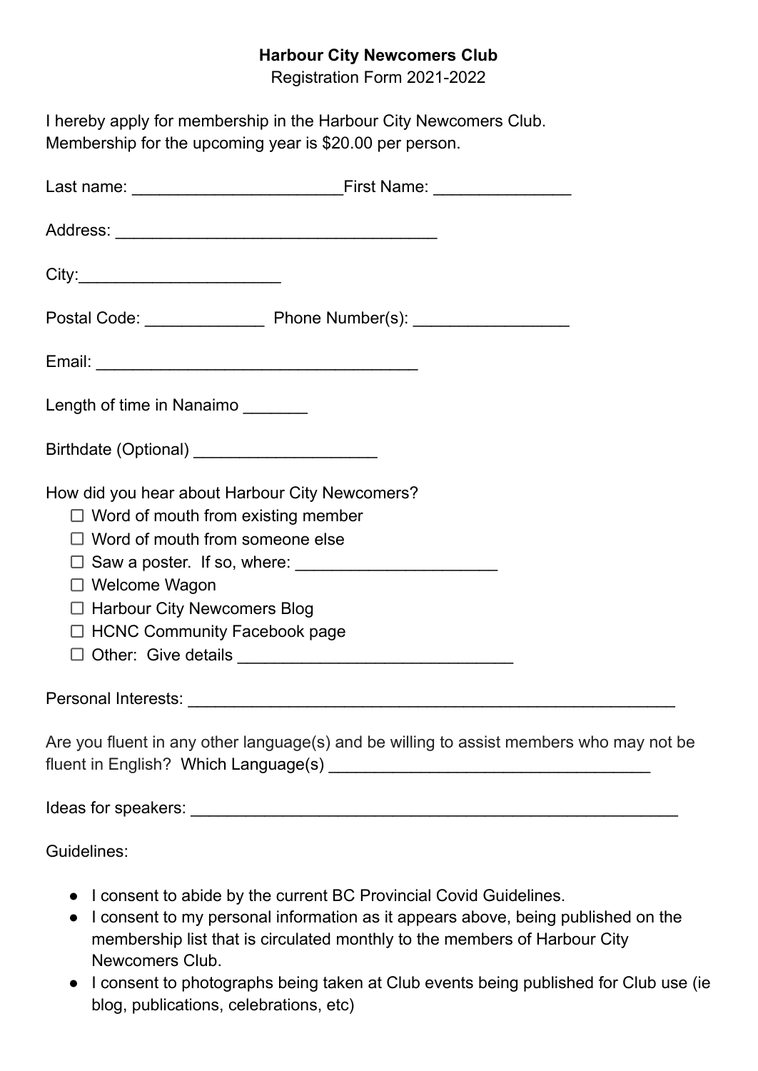**Harbour City Newcomers Club**
Registration Form 2021-2022

I hereby apply for membership in the Harbour City Newcomers Club.
Membership for the upcoming year is $20.00 per person.

Last name: ______________________First Name: ______________

Address: __________________________________

City:_____________________

Postal Code: _____________ Phone Number(s): ________________

Email: __________________________________

Length of time in Nanaimo _______

Birthdate (Optional) ___________________

How did you hear about Harbour City Newcomers?

- ☐ Word of mouth from existing member
- ☐ Word of mouth from someone else
- ☐ Saw a poster. If so, where: _____________________
- ☐ Welcome Wagon
- ☐ Harbour City Newcomers Blog
- ☐ HCNC Community Facebook page
- ☐ Other: Give details _____________________________

Personal Interests: ___________________________________________________

Are you fluent in any other language(s) and be willing to assist members who may not be fluent in English? Which Language(s) __________________________________

Ideas for speakers: ____________________________________________________

Guidelines:

- I consent to abide by the current BC Provincial Covid Guidelines.
- I consent to my personal information as it appears above, being published on the membership list that is circulated monthly to the members of Harbour City Newcomers Club.
- I consent to photographs being taken at Club events being published for Club use (ie blog, publications, celebrations, etc)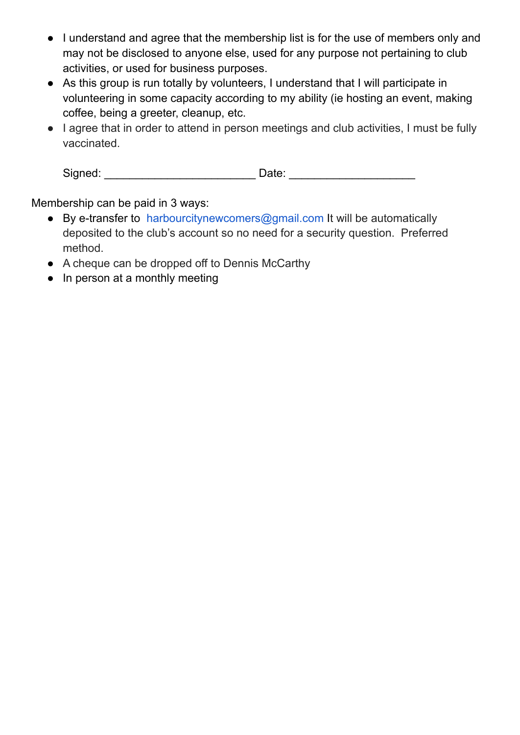- I understand and agree that the membership list is for the use of members only and may not be disclosed to anyone else, used for any purpose not pertaining to club activities, or used for business purposes.
- As this group is run totally by volunteers, I understand that I will participate in volunteering in some capacity according to my ability (ie hosting an event, making coffee, being a greeter, cleanup, etc.
- I agree that in order to attend in person meetings and club activities, I must be fully vaccinated.

Signed: ________________________ Date: ____________________

Membership can be paid in 3 ways:

- By e-transfer to harbourcitynewcomers@gmail.com It will be automatically deposited to the club's account so no need for a security question. Preferred method.
- A cheque can be dropped off to Dennis McCarthy
- In person at a monthly meeting